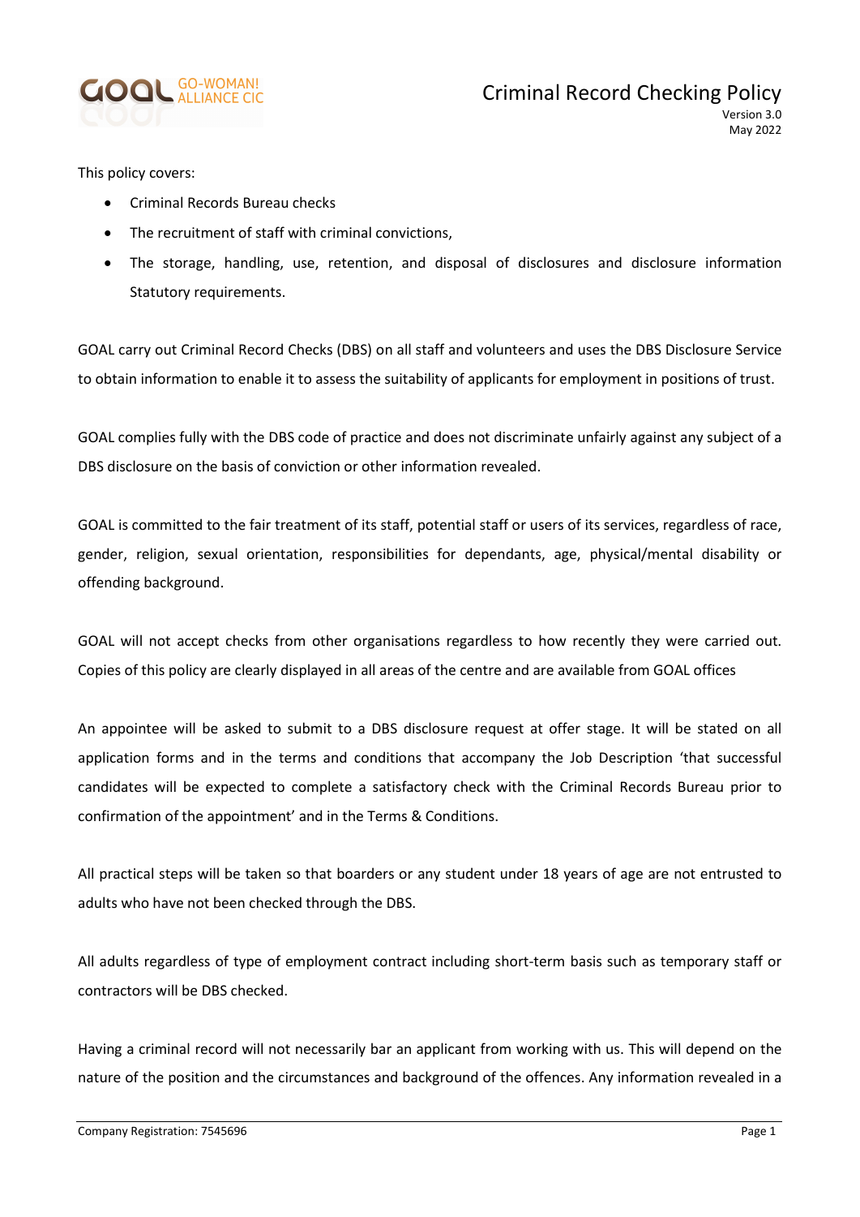# Criminal Record Checking Policy

Version 3.0
May 2022

This policy covers:

- Criminal Records Bureau checks
- The recruitment of staff with criminal convictions,
- The storage, handling, use, retention, and disposal of disclosures and disclosure information Statutory requirements.

GOAL carry out Criminal Record Checks (DBS) on all staff and volunteers and uses the DBS Disclosure Service to obtain information to enable it to assess the suitability of applicants for employment in positions of trust.

GOAL complies fully with the DBS code of practice and does not discriminate unfairly against any subject of a DBS disclosure on the basis of conviction or other information revealed.

GOAL is committed to the fair treatment of its staff, potential staff or users of its services, regardless of race, gender, religion, sexual orientation, responsibilities for dependants, age, physical/mental disability or offending background.

GOAL will not accept checks from other organisations regardless to how recently they were carried out. Copies of this policy are clearly displayed in all areas of the centre and are available from GOAL offices

An appointee will be asked to submit to a DBS disclosure request at offer stage. It will be stated on all application forms and in the terms and conditions that accompany the Job Description 'that successful candidates will be expected to complete a satisfactory check with the Criminal Records Bureau prior to confirmation of the appointment' and in the Terms & Conditions.

All practical steps will be taken so that boarders or any student under 18 years of age are not entrusted to adults who have not been checked through the DBS.

All adults regardless of type of employment contract including short-term basis such as temporary staff or contractors will be DBS checked.

Having a criminal record will not necessarily bar an applicant from working with us. This will depend on the nature of the position and the circumstances and background of the offences. Any information revealed in a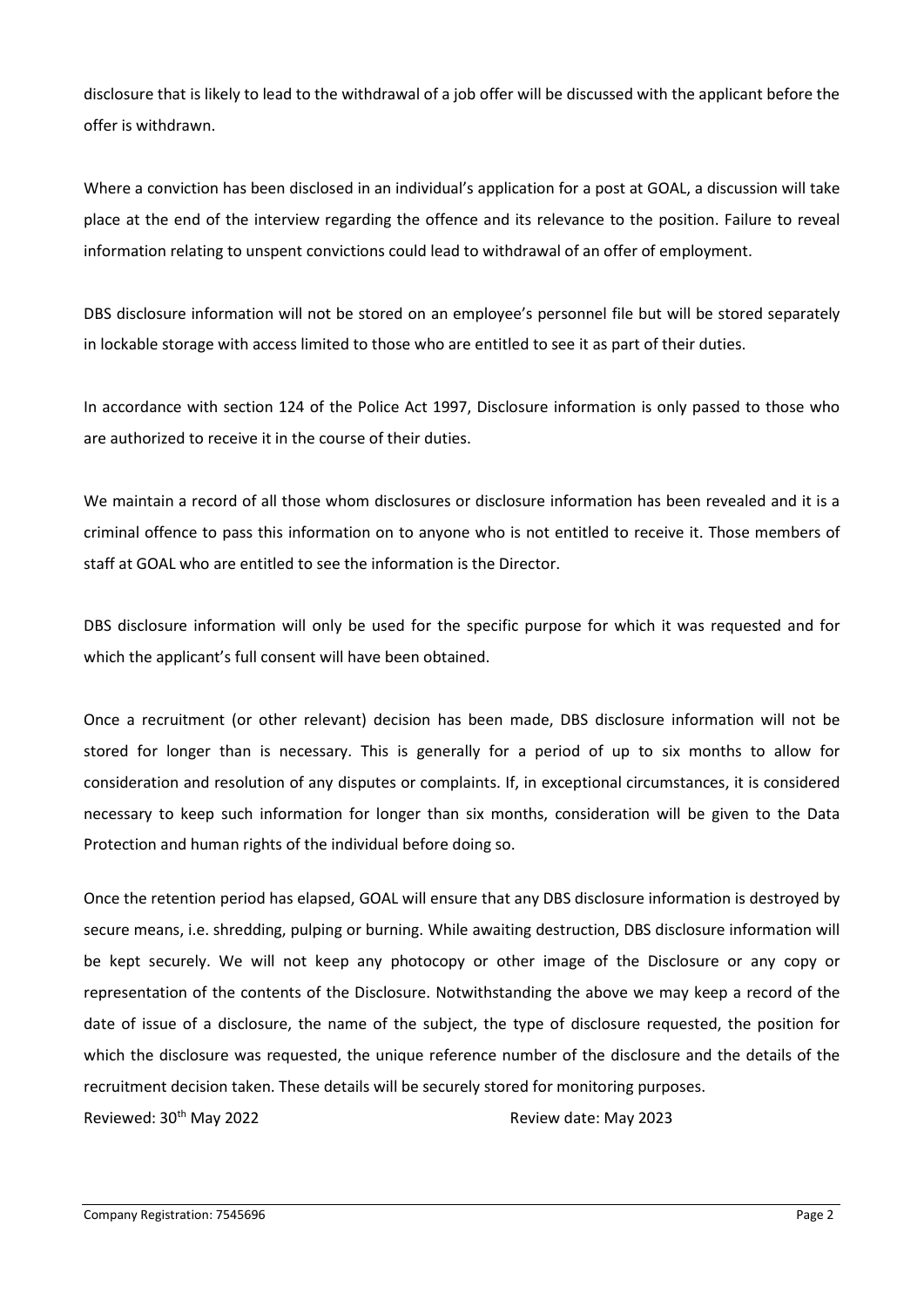disclosure that is likely to lead to the withdrawal of a job offer will be discussed with the applicant before the offer is withdrawn.

Where a conviction has been disclosed in an individual's application for a post at GOAL, a discussion will take place at the end of the interview regarding the offence and its relevance to the position. Failure to reveal information relating to unspent convictions could lead to withdrawal of an offer of employment.

DBS disclosure information will not be stored on an employee's personnel file but will be stored separately in lockable storage with access limited to those who are entitled to see it as part of their duties.

In accordance with section 124 of the Police Act 1997, Disclosure information is only passed to those who are authorized to receive it in the course of their duties.

We maintain a record of all those whom disclosures or disclosure information has been revealed and it is a criminal offence to pass this information on to anyone who is not entitled to receive it. Those members of staff at GOAL who are entitled to see the information is the Director.

DBS disclosure information will only be used for the specific purpose for which it was requested and for which the applicant's full consent will have been obtained.

Once a recruitment (or other relevant) decision has been made, DBS disclosure information will not be stored for longer than is necessary. This is generally for a period of up to six months to allow for consideration and resolution of any disputes or complaints. If, in exceptional circumstances, it is considered necessary to keep such information for longer than six months, consideration will be given to the Data Protection and human rights of the individual before doing so.

Once the retention period has elapsed, GOAL will ensure that any DBS disclosure information is destroyed by secure means, i.e. shredding, pulping or burning. While awaiting destruction, DBS disclosure information will be kept securely. We will not keep any photocopy or other image of the Disclosure or any copy or representation of the contents of the Disclosure. Notwithstanding the above we may keep a record of the date of issue of a disclosure, the name of the subject, the type of disclosure requested, the position for which the disclosure was requested, the unique reference number of the disclosure and the details of the recruitment decision taken. These details will be securely stored for monitoring purposes.

Reviewed: 30th May 2022 Review date: May 2023

Company Registration: 7545696